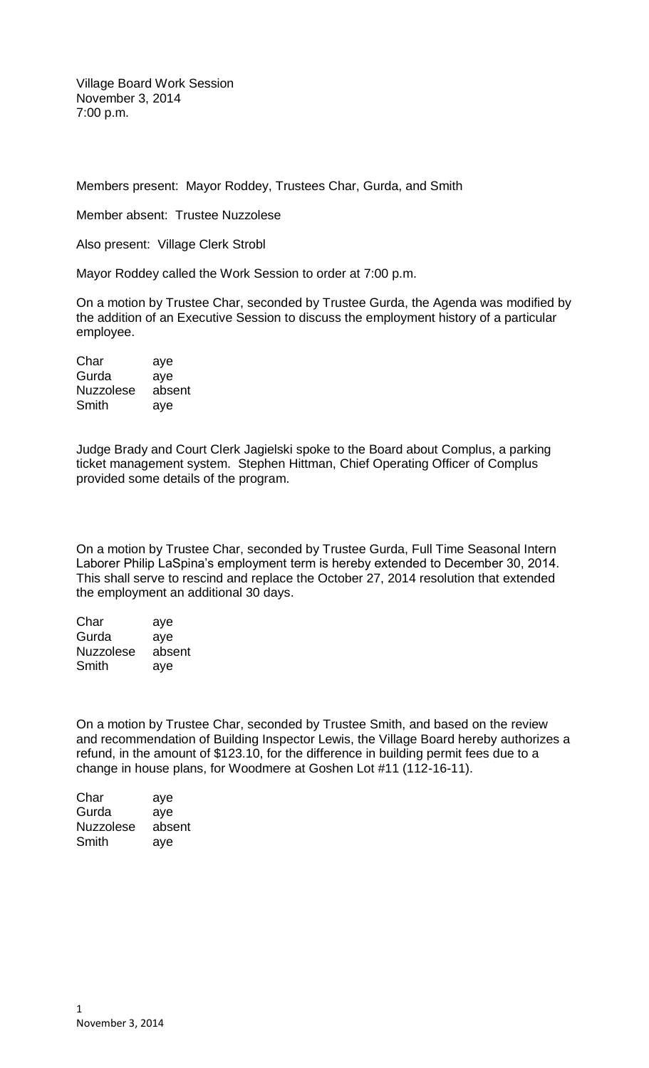Village Board Work Session
November 3, 2014
7:00 p.m.

Members present: Mayor Roddey, Trustees Char, Gurda, and Smith

Member absent: Trustee Nuzzolese

Also present: Village Clerk Strobl

Mayor Roddey called the Work Session to order at 7:00 p.m.

On a motion by Trustee Char, seconded by Trustee Gurda, the Agenda was modified by the addition of an Executive Session to discuss the employment history of a particular employee.

| | |
|---|---|
| Char | aye |
| Gurda | aye |
| Nuzzolese | absent |
| Smith | aye |

Judge Brady and Court Clerk Jagielski spoke to the Board about Complus, a parking ticket management system. Stephen Hittman, Chief Operating Officer of Complus provided some details of the program.

On a motion by Trustee Char, seconded by Trustee Gurda, Full Time Seasonal Intern Laborer Philip LaSpina's employment term is hereby extended to December 30, 2014. This shall serve to rescind and replace the October 27, 2014 resolution that extended the employment an additional 30 days.

| | |
|---|---|
| Char | aye |
| Gurda | aye |
| Nuzzolese | absent |
| Smith | aye |

On a motion by Trustee Char, seconded by Trustee Smith, and based on the review and recommendation of Building Inspector Lewis, the Village Board hereby authorizes a refund, in the amount of $123.10, for the difference in building permit fees due to a change in house plans, for Woodmere at Goshen Lot #11 (112-16-11).

| | |
|---|---|
| Char | aye |
| Gurda | aye |
| Nuzzolese | absent |
| Smith | aye |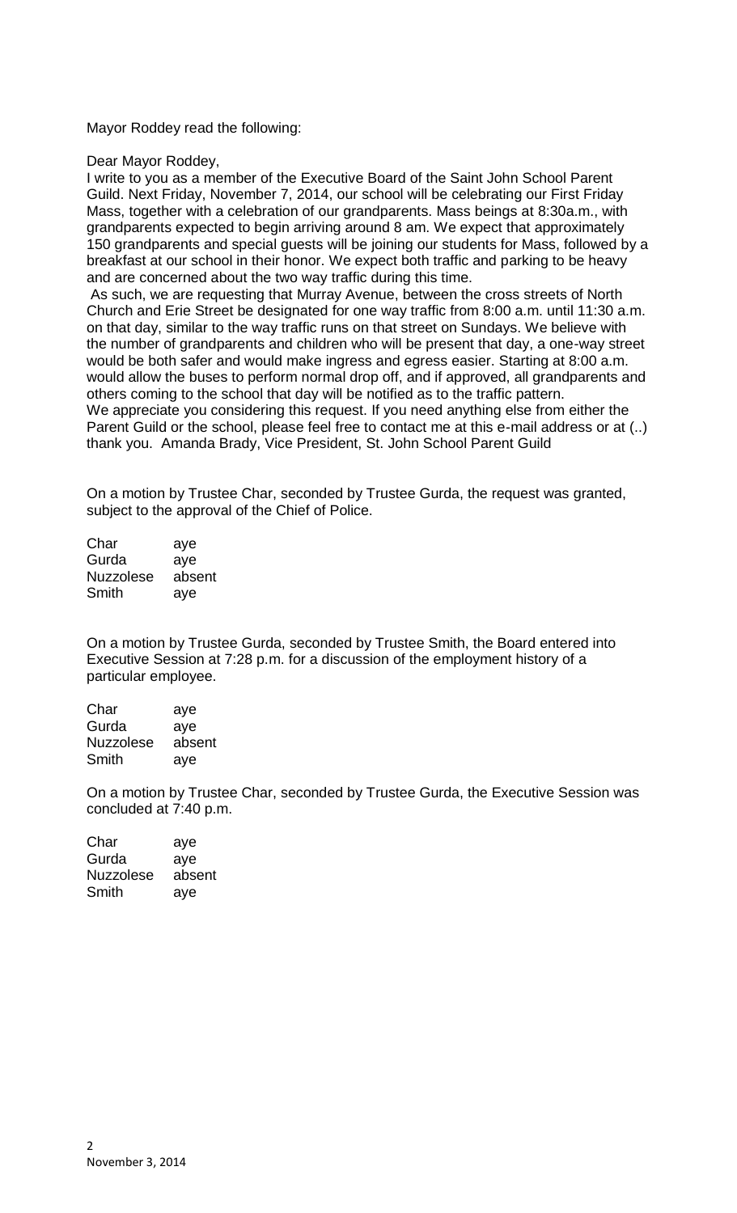Mayor Roddey read the following:

Dear Mayor Roddey,

I write to you as a member of the Executive Board of the Saint John School Parent Guild. Next Friday, November 7, 2014, our school will be celebrating our First Friday Mass, together with a celebration of our grandparents. Mass beings at 8:30a.m., with grandparents expected to begin arriving around 8 am. We expect that approximately 150 grandparents and special guests will be joining our students for Mass, followed by a breakfast at our school in their honor. We expect both traffic and parking to be heavy and are concerned about the two way traffic during this time.

As such, we are requesting that Murray Avenue, between the cross streets of North Church and Erie Street be designated for one way traffic from 8:00 a.m. until 11:30 a.m. on that day, similar to the way traffic runs on that street on Sundays. We believe with the number of grandparents and children who will be present that day, a one-way street would be both safer and would make ingress and egress easier. Starting at 8:00 a.m. would allow the buses to perform normal drop off, and if approved, all grandparents and others coming to the school that day will be notified as to the traffic pattern.

We appreciate you considering this request. If you need anything else from either the Parent Guild or the school, please feel free to contact me at this e-mail address or at (..) thank you. Amanda Brady, Vice President, St. John School Parent Guild

On a motion by Trustee Char, seconded by Trustee Gurda, the request was granted, subject to the approval of the Chief of Police.

| | |
|---|---|
| Char | aye |
| Gurda | aye |
| Nuzzolese | absent |
| Smith | aye |

On a motion by Trustee Gurda, seconded by Trustee Smith, the Board entered into Executive Session at 7:28 p.m. for a discussion of the employment history of a particular employee.

| | |
|---|---|
| Char | aye |
| Gurda | aye |
| Nuzzolese | absent |
| Smith | aye |

On a motion by Trustee Char, seconded by Trustee Gurda, the Executive Session was concluded at 7:40 p.m.

| | |
|---|---|
| Char | aye |
| Gurda | aye |
| Nuzzolese | absent |
| Smith | aye |